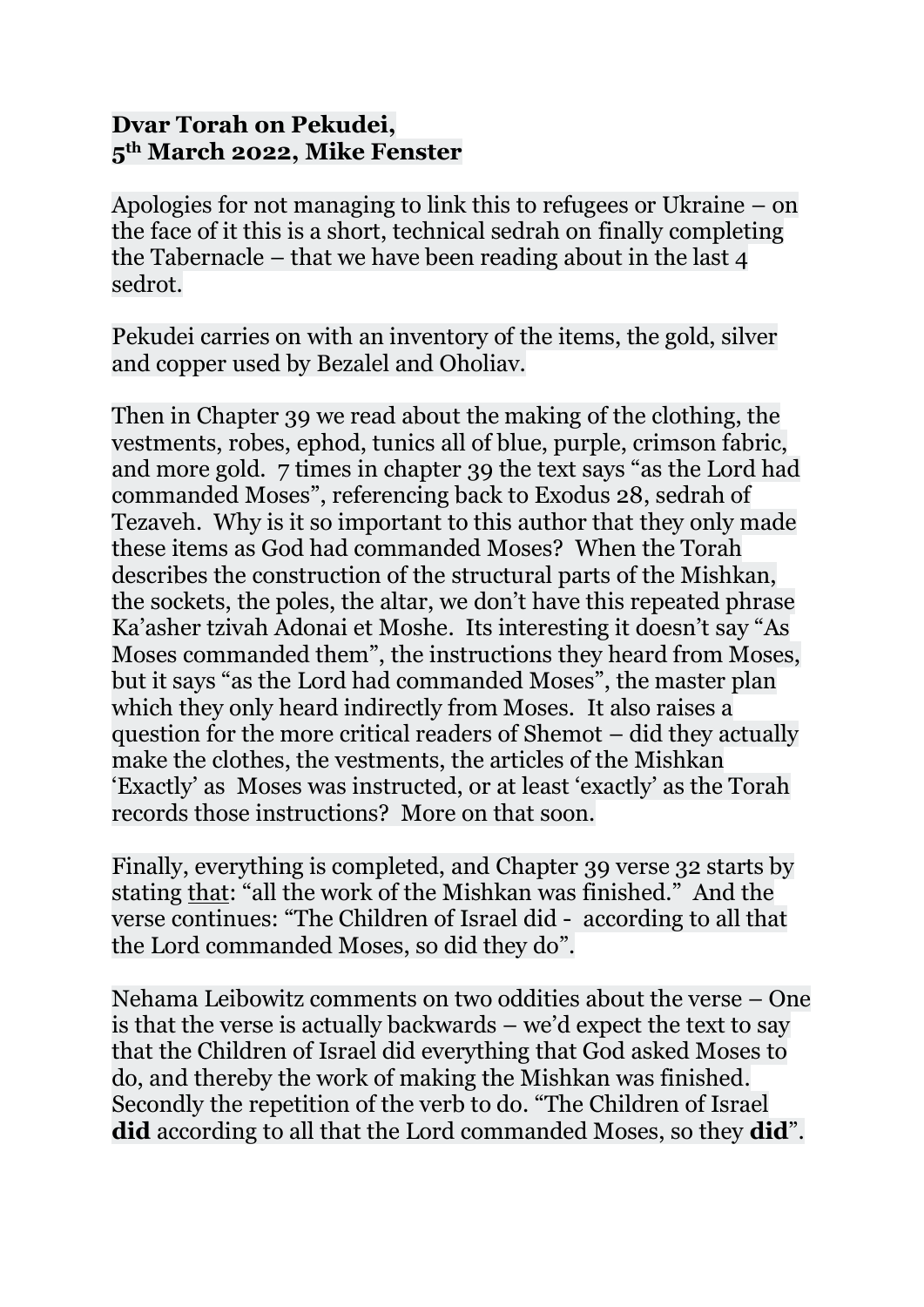**Dvar Torah on Pekudei,**
**5th March 2022, Mike Fenster**

Apologies for not managing to link this to refugees or Ukraine – on the face of it this is a short, technical sedrah on finally completing the Tabernacle – that we have been reading about in the last 4 sedrot.

Pekudei carries on with an inventory of the items, the gold, silver and copper used by Bezalel and Oholiav.

Then in Chapter 39 we read about the making of the clothing, the vestments, robes, ephod, tunics all of blue, purple, crimson fabric, and more gold. 7 times in chapter 39 the text says "as the Lord had commanded Moses", referencing back to Exodus 28, sedrah of Tezaveh. Why is it so important to this author that they only made these items as God had commanded Moses? When the Torah describes the construction of the structural parts of the Mishkan, the sockets, the poles, the altar, we don't have this repeated phrase Ka'asher tzivah Adonai et Moshe. Its interesting it doesn't say "As Moses commanded them", the instructions they heard from Moses, but it says "as the Lord had commanded Moses", the master plan which they only heard indirectly from Moses. It also raises a question for the more critical readers of Shemot – did they actually make the clothes, the vestments, the articles of the Mishkan 'Exactly' as Moses was instructed, or at least 'exactly' as the Torah records those instructions? More on that soon.

Finally, everything is completed, and Chapter 39 verse 32 starts by stating <u>that</u>: "all the work of the Mishkan was finished." And the verse continues: "The Children of Israel did - according to all that the Lord commanded Moses, so did they do".

Nehama Leibowitz comments on two oddities about the verse – One is that the verse is actually backwards – we'd expect the text to say that the Children of Israel did everything that God asked Moses to do, and thereby the work of making the Mishkan was finished. Secondly the repetition of the verb to do. "The Children of Israel **did** according to all that the Lord commanded Moses, so they **did**".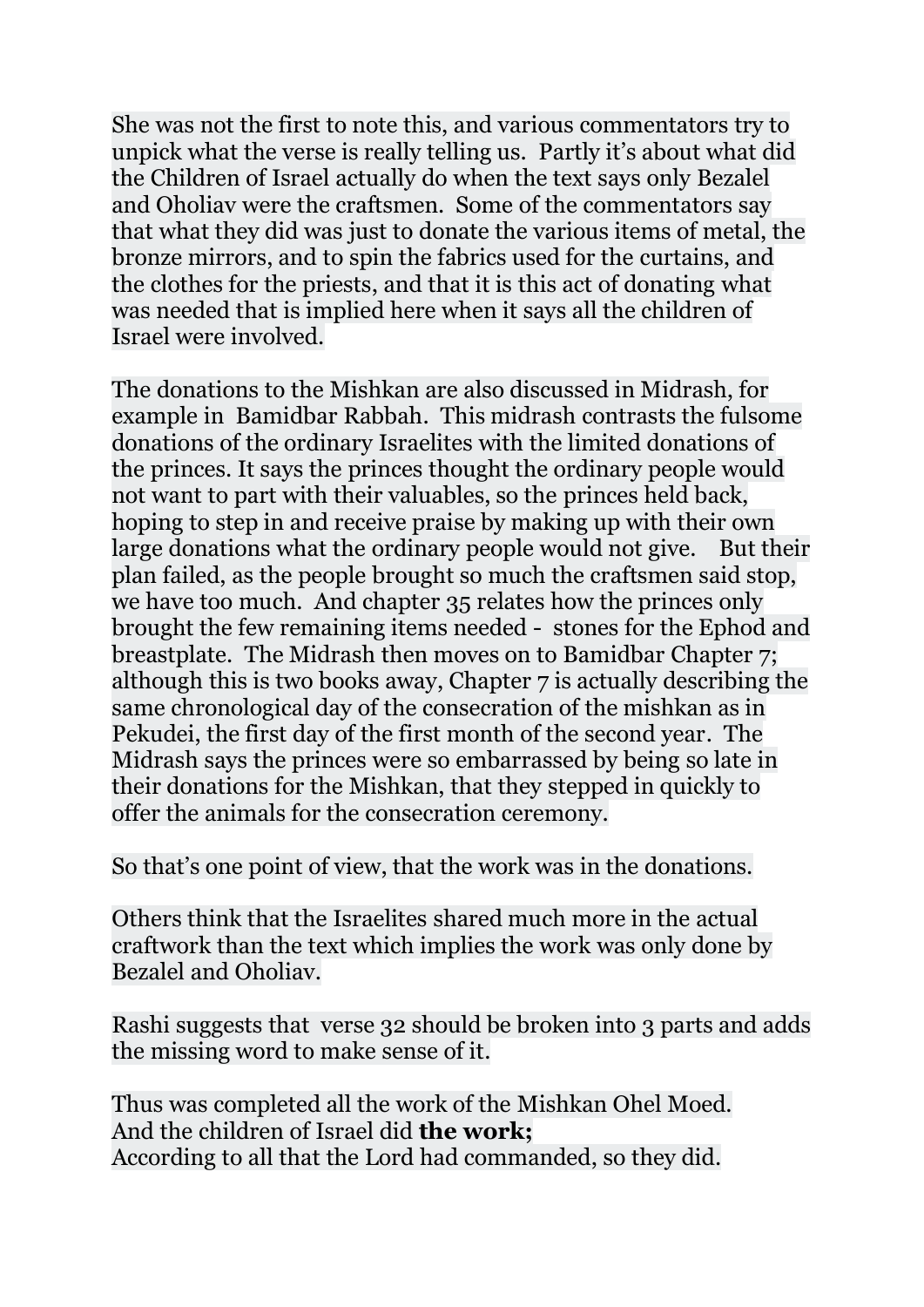She was not the first to note this, and various commentators try to unpick what the verse is really telling us.  Partly it's about what did the Children of Israel actually do when the text says only Bezalel and Oholiav were the craftsmen.  Some of the commentators say that what they did was just to donate the various items of metal, the bronze mirrors, and to spin the fabrics used for the curtains, and the clothes for the priests, and that it is this act of donating what was needed that is implied here when it says all the children of Israel were involved.

The donations to the Mishkan are also discussed in Midrash, for example in  Bamidbar Rabbah.  This midrash contrasts the fulsome donations of the ordinary Israelites with the limited donations of the princes. It says the princes thought the ordinary people would not want to part with their valuables, so the princes held back, hoping to step in and receive praise by making up with their own large donations what the ordinary people would not give.    But their plan failed, as the people brought so much the craftsmen said stop, we have too much.  And chapter 35 relates how the princes only brought the few remaining items needed -  stones for the Ephod and breastplate.  The Midrash then moves on to Bamidbar Chapter 7; although this is two books away, Chapter 7 is actually describing the same chronological day of the consecration of the mishkan as in Pekudei, the first day of the first month of the second year.  The Midrash says the princes were so embarrassed by being so late in their donations for the Mishkan, that they stepped in quickly to offer the animals for the consecration ceremony.

So that's one point of view, that the work was in the donations.

Others think that the Israelites shared much more in the actual craftwork than the text which implies the work was only done by Bezalel and Oholiav.

Rashi suggests that  verse 32 should be broken into 3 parts and adds the missing word to make sense of it.

Thus was completed all the work of the Mishkan Ohel Moed.
And the children of Israel did **the work;**
According to all that the Lord had commanded, so they did.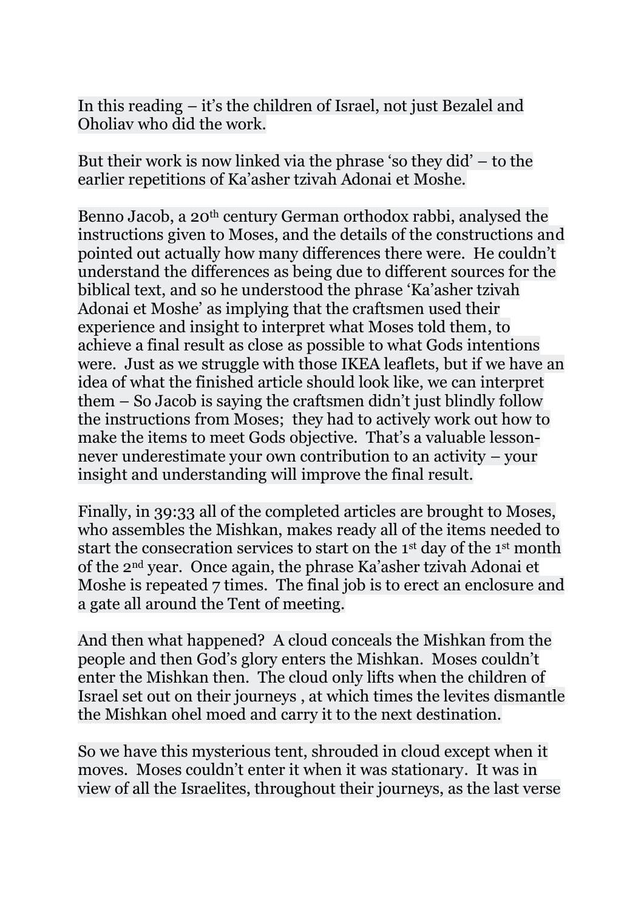In this reading – it's the children of Israel, not just Bezalel and Oholiav who did the work.

But their work is now linked via the phrase 'so they did' – to the earlier repetitions of Ka'asher tzivah Adonai et Moshe.

Benno Jacob, a 20th century German orthodox rabbi, analysed the instructions given to Moses, and the details of the constructions and pointed out actually how many differences there were. He couldn't understand the differences as being due to different sources for the biblical text, and so he understood the phrase 'Ka'asher tzivah Adonai et Moshe' as implying that the craftsmen used their experience and insight to interpret what Moses told them, to achieve a final result as close as possible to what Gods intentions were. Just as we struggle with those IKEA leaflets, but if we have an idea of what the finished article should look like, we can interpret them – So Jacob is saying the craftsmen didn't just blindly follow the instructions from Moses; they had to actively work out how to make the items to meet Gods objective. That's a valuable lesson- never underestimate your own contribution to an activity – your insight and understanding will improve the final result.

Finally, in 39:33 all of the completed articles are brought to Moses, who assembles the Mishkan, makes ready all of the items needed to start the consecration services to start on the 1st day of the 1st month of the 2nd year. Once again, the phrase Ka'asher tzivah Adonai et Moshe is repeated 7 times. The final job is to erect an enclosure and a gate all around the Tent of meeting.

And then what happened? A cloud conceals the Mishkan from the people and then God's glory enters the Mishkan. Moses couldn't enter the Mishkan then. The cloud only lifts when the children of Israel set out on their journeys , at which times the levites dismantle the Mishkan ohel moed and carry it to the next destination.

So we have this mysterious tent, shrouded in cloud except when it moves. Moses couldn't enter it when it was stationary. It was in view of all the Israelites, throughout their journeys, as the last verse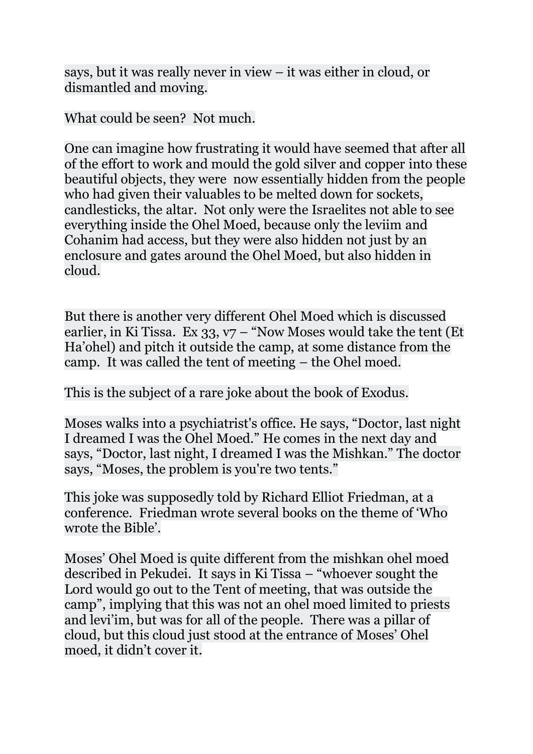says, but it was really never in view – it was either in cloud, or dismantled and moving.

What could be seen? Not much.

One can imagine how frustrating it would have seemed that after all of the effort to work and mould the gold silver and copper into these beautiful objects, they were now essentially hidden from the people who had given their valuables to be melted down for sockets, candlesticks, the altar. Not only were the Israelites not able to see everything inside the Ohel Moed, because only the leviim and Cohanim had access, but they were also hidden not just by an enclosure and gates around the Ohel Moed, but also hidden in cloud.

But there is another very different Ohel Moed which is discussed earlier, in Ki Tissa. Ex 33, v7 – "Now Moses would take the tent (Et Ha'ohel) and pitch it outside the camp, at some distance from the camp. It was called the tent of meeting – the Ohel moed.

This is the subject of a rare joke about the book of Exodus.

Moses walks into a psychiatrist's office. He says, "Doctor, last night I dreamed I was the Ohel Moed." He comes in the next day and says, "Doctor, last night, I dreamed I was the Mishkan." The doctor says, "Moses, the problem is you're two tents."

This joke was supposedly told by Richard Elliot Friedman, at a conference. Friedman wrote several books on the theme of 'Who wrote the Bible'.

Moses' Ohel Moed is quite different from the mishkan ohel moed described in Pekudei. It says in Ki Tissa – "whoever sought the Lord would go out to the Tent of meeting, that was outside the camp", implying that this was not an ohel moed limited to priests and levi'im, but was for all of the people. There was a pillar of cloud, but this cloud just stood at the entrance of Moses' Ohel moed, it didn't cover it.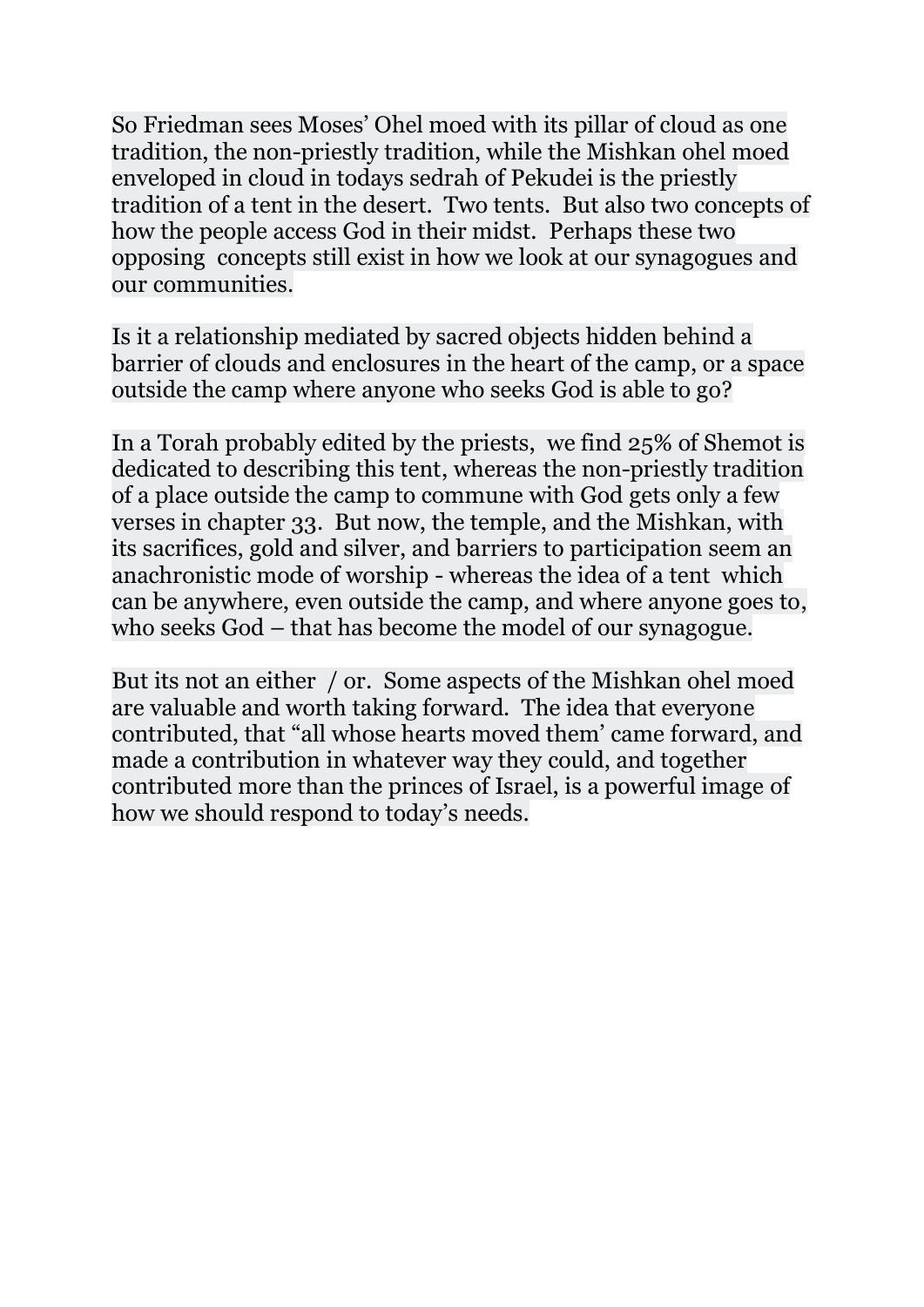So Friedman sees Moses' Ohel moed with its pillar of cloud as one tradition, the non-priestly tradition, while the Mishkan ohel moed enveloped in cloud in todays sedrah of Pekudei is the priestly tradition of a tent in the desert. Two tents. But also two concepts of how the people access God in their midst. Perhaps these two opposing concepts still exist in how we look at our synagogues and our communities.

Is it a relationship mediated by sacred objects hidden behind a barrier of clouds and enclosures in the heart of the camp, or a space outside the camp where anyone who seeks God is able to go?

In a Torah probably edited by the priests, we find 25% of Shemot is dedicated to describing this tent, whereas the non-priestly tradition of a place outside the camp to commune with God gets only a few verses in chapter 33. But now, the temple, and the Mishkan, with its sacrifices, gold and silver, and barriers to participation seem an anachronistic mode of worship - whereas the idea of a tent which can be anywhere, even outside the camp, and where anyone goes to, who seeks God – that has become the model of our synagogue.

But its not an either / or. Some aspects of the Mishkan ohel moed are valuable and worth taking forward. The idea that everyone contributed, that "all whose hearts moved them' came forward, and made a contribution in whatever way they could, and together contributed more than the princes of Israel, is a powerful image of how we should respond to today's needs.